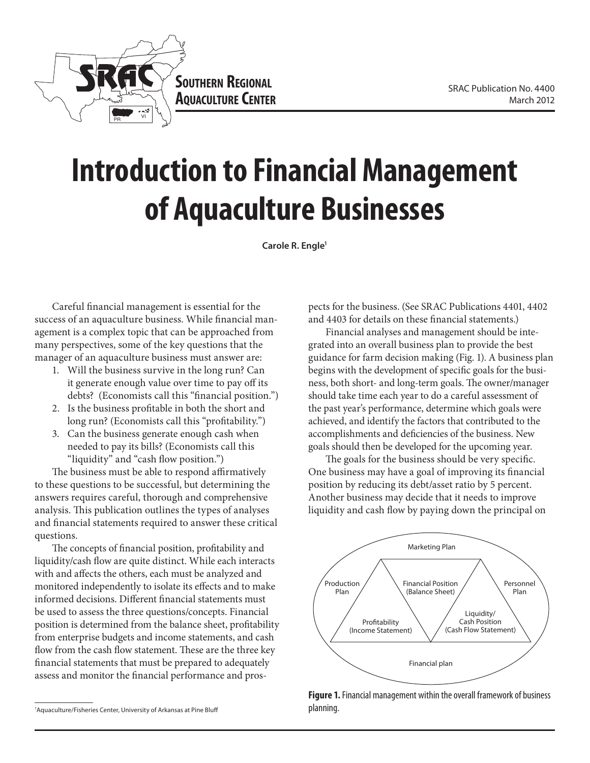SRAC Publication No. 4400
March 2012

# Introduction to Financial Management of Aquaculture Businesses

**Carole R. Engle**[1]

Careful financial management is essential for the success of an aquaculture business. While financial management is a complex topic that can be approached from many perspectives, some of the key questions that the manager of an aquaculture business must answer are:

1. Will the business survive in the long run? Can it generate enough value over time to pay off its debts? (Economists call this "financial position.")
2. Is the business profitable in both the short and long run? (Economists call this "profitability.")
3. Can the business generate enough cash when needed to pay its bills? (Economists call this "liquidity" and "cash flow position.")

The business must be able to respond affirmatively to these questions to be successful, but determining the answers requires careful, thorough and comprehensive analysis. This publication outlines the types of analyses and financial statements required to answer these critical questions.

The concepts of financial position, profitability and liquidity/cash flow are quite distinct. While each interacts with and affects the others, each must be analyzed and monitored independently to isolate its effects and to make informed decisions. Different financial statements must be used to assess the three questions/concepts. Financial position is determined from the balance sheet, profitability from enterprise budgets and income statements, and cash flow from the cash flow statement. These are the three key financial statements that must be prepared to adequately assess and monitor the financial performance and prospects for the business. (See SRAC Publications 4401, 4402 and 4403 for details on these financial statements.)

Financial analyses and management should be integrated into an overall business plan to provide the best guidance for farm decision making (Fig. 1). A business plan begins with the development of specific goals for the business, both short- and long-term goals. The owner/manager should take time each year to do a careful assessment of the past year's performance, determine which goals were achieved, and identify the factors that contributed to the accomplishments and deficiencies of the business. New goals should then be developed for the upcoming year.

The goals for the business should be very specific. One business may have a goal of improving its financial position by reducing its debt/asset ratio by 5 percent. Another business may decide that it needs to improve liquidity and cash flow by paying down the principal on

Marketing Plan

Production Plan

Financial Position (Balance Sheet)

Personnel Plan

Profitability (Income Statement)

Liquidity/ Cash Position (Cash Flow Statement)

Financial plan

**Figure 1.** Financial management within the overall framework of business planning.

[1] Aquaculture/Fisheries Center, University of Arkansas at Pine Bluff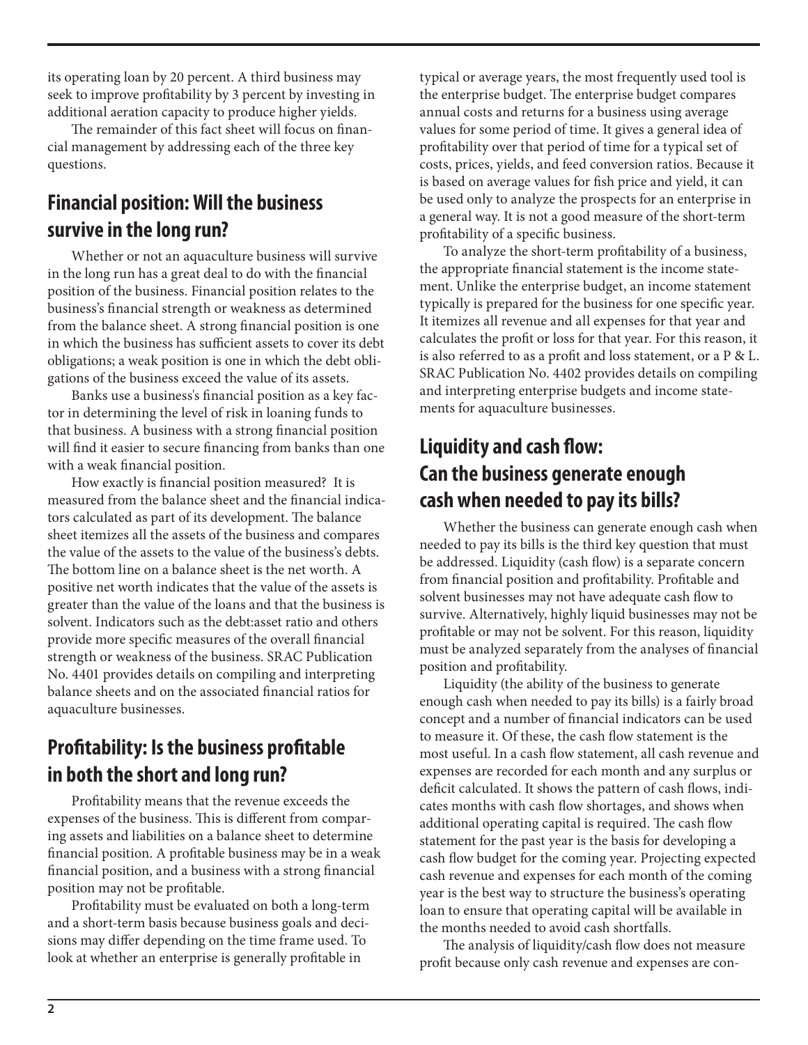its operating loan by 20 percent. A third business may seek to improve profitability by 3 percent by investing in additional aeration capacity to produce higher yields.

The remainder of this fact sheet will focus on financial management by addressing each of the three key questions.

## Financial position: Will the business survive in the long run?

Whether or not an aquaculture business will survive in the long run has a great deal to do with the financial position of the business. Financial position relates to the business's financial strength or weakness as determined from the balance sheet. A strong financial position is one in which the business has sufficient assets to cover its debt obligations; a weak position is one in which the debt obligations of the business exceed the value of its assets.

Banks use a business's financial position as a key factor in determining the level of risk in loaning funds to that business. A business with a strong financial position will find it easier to secure financing from banks than one with a weak financial position.

How exactly is financial position measured? It is measured from the balance sheet and the financial indicators calculated as part of its development. The balance sheet itemizes all the assets of the business and compares the value of the assets to the value of the business's debts. The bottom line on a balance sheet is the net worth. A positive net worth indicates that the value of the assets is greater than the value of the loans and that the business is solvent. Indicators such as the debt:asset ratio and others provide more specific measures of the overall financial strength or weakness of the business. SRAC Publication No. 4401 provides details on compiling and interpreting balance sheets and on the associated financial ratios for aquaculture businesses.

## Profitability: Is the business profitable in both the short and long run?

Profitability means that the revenue exceeds the expenses of the business. This is different from comparing assets and liabilities on a balance sheet to determine financial position. A profitable business may be in a weak financial position, and a business with a strong financial position may not be profitable.

Profitability must be evaluated on both a long-term and a short-term basis because business goals and decisions may differ depending on the time frame used. To look at whether an enterprise is generally profitable in typical or average years, the most frequently used tool is the enterprise budget. The enterprise budget compares annual costs and returns for a business using average values for some period of time. It gives a general idea of profitability over that period of time for a typical set of costs, prices, yields, and feed conversion ratios. Because it is based on average values for fish price and yield, it can be used only to analyze the prospects for an enterprise in a general way. It is not a good measure of the short-term profitability of a specific business.

To analyze the short-term profitability of a business, the appropriate financial statement is the income statement. Unlike the enterprise budget, an income statement typically is prepared for the business for one specific year. It itemizes all revenue and all expenses for that year and calculates the profit or loss for that year. For this reason, it is also referred to as a profit and loss statement, or a P & L. SRAC Publication No. 4402 provides details on compiling and interpreting enterprise budgets and income statements for aquaculture businesses.

## Liquidity and cash flow: Can the business generate enough cash when needed to pay its bills?

Whether the business can generate enough cash when needed to pay its bills is the third key question that must be addressed. Liquidity (cash flow) is a separate concern from financial position and profitability. Profitable and solvent businesses may not have adequate cash flow to survive. Alternatively, highly liquid businesses may not be profitable or may not be solvent. For this reason, liquidity must be analyzed separately from the analyses of financial position and profitability.

Liquidity (the ability of the business to generate enough cash when needed to pay its bills) is a fairly broad concept and a number of financial indicators can be used to measure it. Of these, the cash flow statement is the most useful. In a cash flow statement, all cash revenue and expenses are recorded for each month and any surplus or deficit calculated. It shows the pattern of cash flows, indicates months with cash flow shortages, and shows when additional operating capital is required. The cash flow statement for the past year is the basis for developing a cash flow budget for the coming year. Projecting expected cash revenue and expenses for each month of the coming year is the best way to structure the business's operating loan to ensure that operating capital will be available in the months needed to avoid cash shortfalls.

The analysis of liquidity/cash flow does not measure profit because only cash revenue and expenses are con-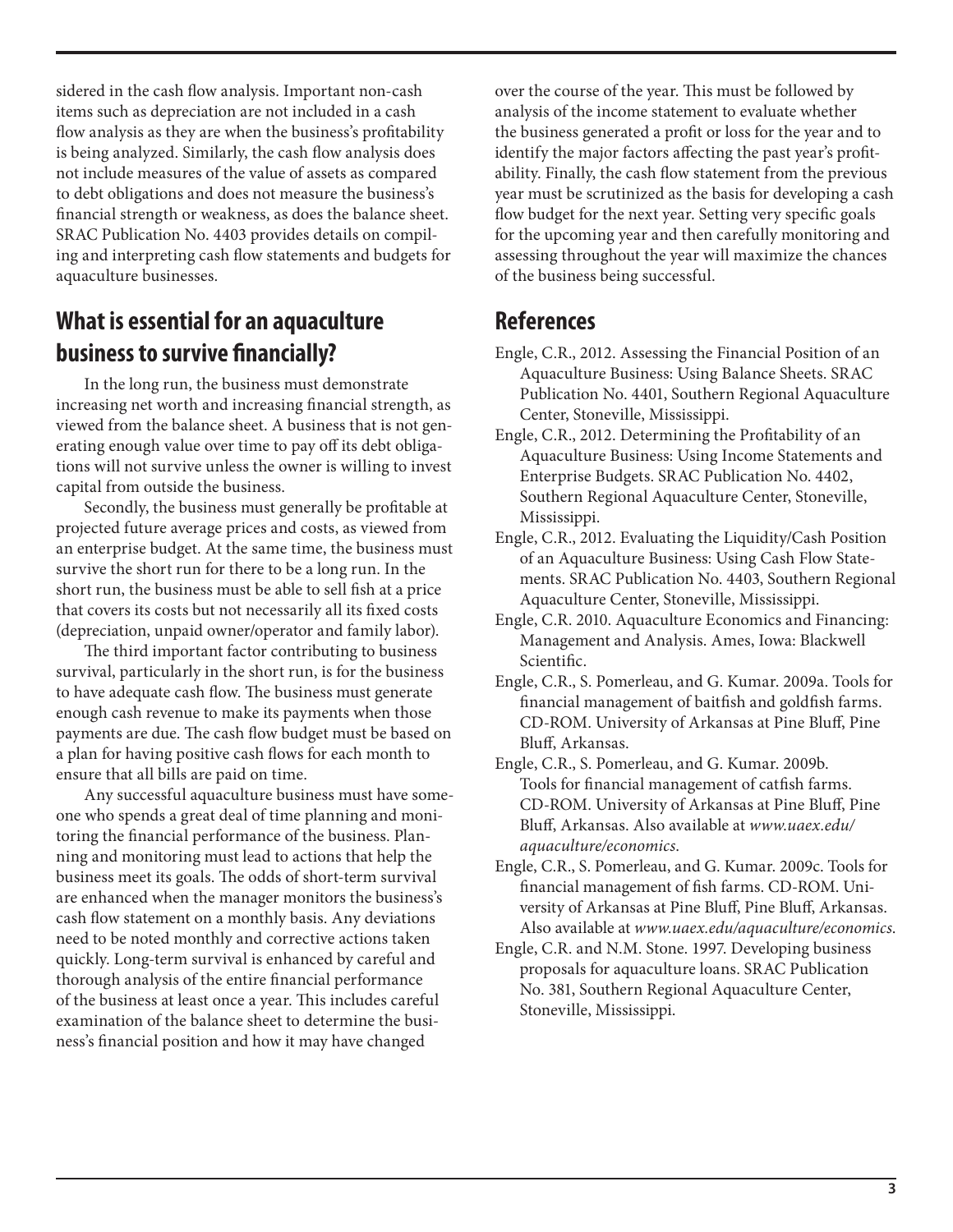sidered in the cash flow analysis. Important non-cash items such as depreciation are not included in a cash flow analysis as they are when the business's profitability is being analyzed. Similarly, the cash flow analysis does not include measures of the value of assets as compared to debt obligations and does not measure the business's financial strength or weakness, as does the balance sheet. SRAC Publication No. 4403 provides details on compiling and interpreting cash flow statements and budgets for aquaculture businesses.

## What is essential for an aquaculture business to survive financially?

In the long run, the business must demonstrate increasing net worth and increasing financial strength, as viewed from the balance sheet. A business that is not generating enough value over time to pay off its debt obligations will not survive unless the owner is willing to invest capital from outside the business.

Secondly, the business must generally be profitable at projected future average prices and costs, as viewed from an enterprise budget. At the same time, the business must survive the short run for there to be a long run. In the short run, the business must be able to sell fish at a price that covers its costs but not necessarily all its fixed costs (depreciation, unpaid owner/operator and family labor).

The third important factor contributing to business survival, particularly in the short run, is for the business to have adequate cash flow. The business must generate enough cash revenue to make its payments when those payments are due. The cash flow budget must be based on a plan for having positive cash flows for each month to ensure that all bills are paid on time.

Any successful aquaculture business must have someone who spends a great deal of time planning and monitoring the financial performance of the business. Planning and monitoring must lead to actions that help the business meet its goals. The odds of short-term survival are enhanced when the manager monitors the business's cash flow statement on a monthly basis. Any deviations need to be noted monthly and corrective actions taken quickly. Long-term survival is enhanced by careful and thorough analysis of the entire financial performance of the business at least once a year. This includes careful examination of the balance sheet to determine the business's financial position and how it may have changed over the course of the year. This must be followed by analysis of the income statement to evaluate whether the business generated a profit or loss for the year and to identify the major factors affecting the past year's profitability. Finally, the cash flow statement from the previous year must be scrutinized as the basis for developing a cash flow budget for the next year. Setting very specific goals for the upcoming year and then carefully monitoring and assessing throughout the year will maximize the chances of the business being successful.

## References

Engle, C.R., 2012. Assessing the Financial Position of an Aquaculture Business: Using Balance Sheets. SRAC Publication No. 4401, Southern Regional Aquaculture Center, Stoneville, Mississippi.

Engle, C.R., 2012. Determining the Profitability of an Aquaculture Business: Using Income Statements and Enterprise Budgets. SRAC Publication No. 4402, Southern Regional Aquaculture Center, Stoneville, Mississippi.

Engle, C.R., 2012. Evaluating the Liquidity/Cash Position of an Aquaculture Business: Using Cash Flow Statements. SRAC Publication No. 4403, Southern Regional Aquaculture Center, Stoneville, Mississippi.

Engle, C.R. 2010. Aquaculture Economics and Financing: Management and Analysis. Ames, Iowa: Blackwell Scientific.

Engle, C.R., S. Pomerleau, and G. Kumar. 2009a. Tools for financial management of baitfish and goldfish farms. CD-ROM. University of Arkansas at Pine Bluff, Pine Bluff, Arkansas.

Engle, C.R., S. Pomerleau, and G. Kumar. 2009b. Tools for financial management of catfish farms. CD-ROM. University of Arkansas at Pine Bluff, Pine Bluff, Arkansas. Also available at *www.uaex.edu/aquaculture/economics*.

Engle, C.R., S. Pomerleau, and G. Kumar. 2009c. Tools for financial management of fish farms. CD-ROM. University of Arkansas at Pine Bluff, Pine Bluff, Arkansas. Also available at *www.uaex.edu/aquaculture/economics*.

Engle, C.R. and N.M. Stone. 1997. Developing business proposals for aquaculture loans. SRAC Publication No. 381, Southern Regional Aquaculture Center, Stoneville, Mississippi.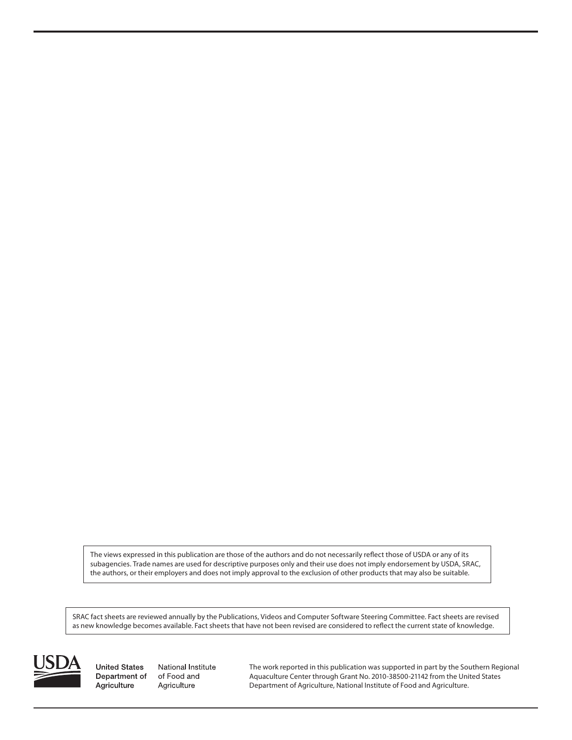The views expressed in this publication are those of the authors and do not necessarily reflect those of USDA or any of its subagencies. Trade names are used for descriptive purposes only and their use does not imply endorsement by USDA, SRAC, the authors, or their employers and does not imply approval to the exclusion of other products that may also be suitable.

SRAC fact sheets are reviewed annually by the Publications, Videos and Computer Software Steering Committee. Fact sheets are revised as new knowledge becomes available. Fact sheets that have not been revised are considered to reflect the current state of knowledge.

USDA

United States Department of Agriculture

National Institute of Food and Agriculture

The work reported in this publication was supported in part by the Southern Regional Aquaculture Center through Grant No. 2010-38500-21142 from the United States Department of Agriculture, National Institute of Food and Agriculture.